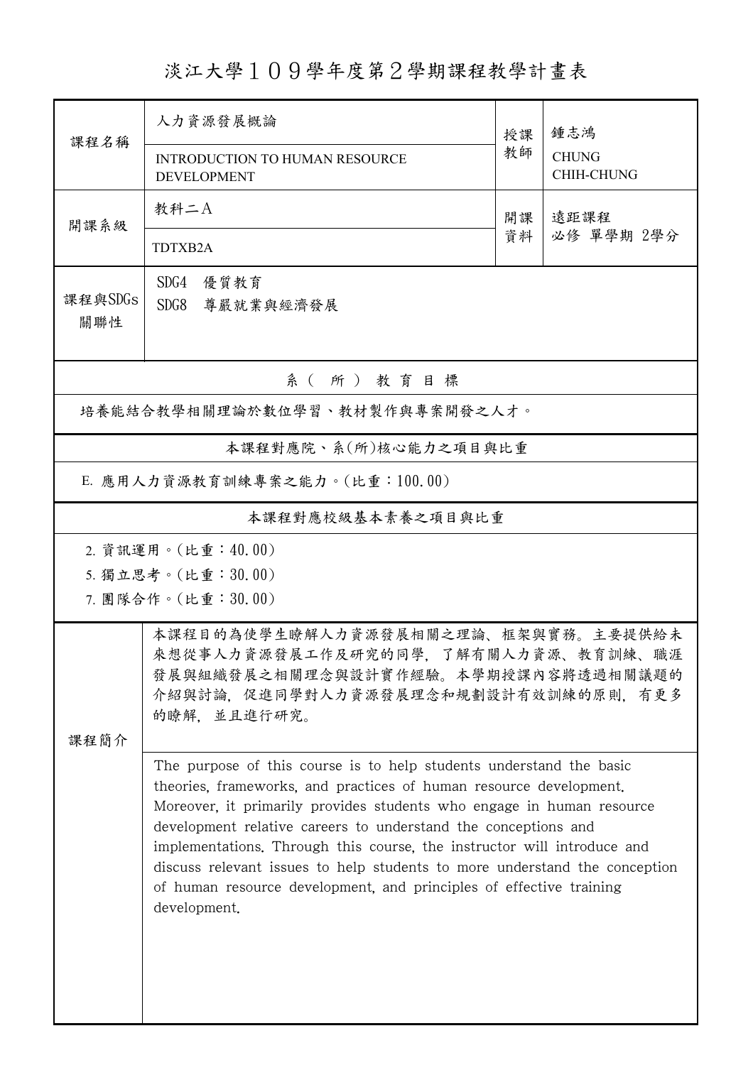# 淡江大學１０９學年度第２學期課程教學計畫表

| 課程名稱 | 人力資源發展概論<br>INTRODUCTION TO HUMAN RESOURCE DEVELOPMENT | 授課教師 | 鍾志鴻<br>CHUNG CHIH-CHUNG |
|---|---|---|---|
| 開課系級 | 教科二A<br>TDTXB2A | 開課資料 | 遠距課程<br>必修 單學期 2學分 |
| 課程與SDGs關聯性 | SDG4 優質教育<br>SDG8 尊嚴就業與經濟發展 | | |

## 系（所）教育目標

培養能結合教學相關理論於數位學習、教材製作與專案開發之人才。

## 本課程對應院、系(所)核心能力之項目與比重

E. 應用人力資源教育訓練專案之能力。(比重：100.00)

## 本課程對應校級基本素養之項目與比重

2. 資訊運用。(比重：40.00)
5. 獨立思考。(比重：30.00)
7. 團隊合作。(比重：30.00)

## 課程簡介

本課程目的為使學生瞭解人力資源發展相關之理論、框架與實務。主要提供給未來想從事人力資源發展工作及研究的同學，了解有關人力資源、教育訓練、職涯發展與組織發展之相關理念與設計實作經驗。本學期授課內容將透過相關議題的介紹與討論，促進同學對人力資源發展理念和規劃設計有效訓練的原則，有更多的瞭解，並且進行研究。

The purpose of this course is to help students understand the basic theories, frameworks, and practices of human resource development. Moreover, it primarily provides students who engage in human resource development relative careers to understand the conceptions and implementations. Through this course, the instructor will introduce and discuss relevant issues to help students to more understand the conception of human resource development, and principles of effective training development.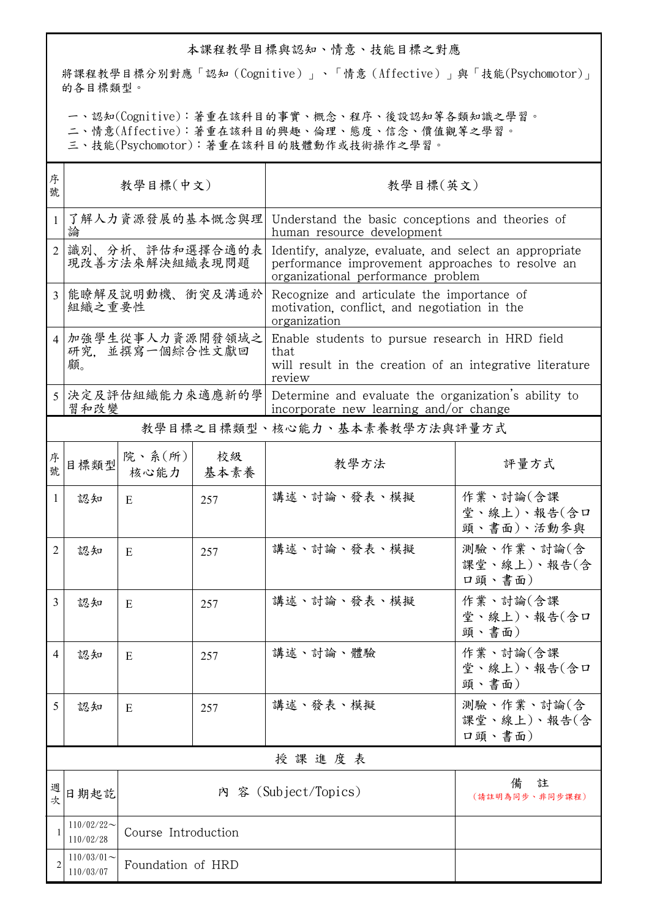## 本課程教學目標與認知、情意、技能目標之對應

將課程教學目標分別對應「認知（Cognitive）」、「情意（Affective）」與「技能(Psychomotor)」的各目標類型。

一、認知(Cognitive)：著重在該科目的事實、概念、程序、後設認知等各類知識之學習。
二、情意(Affective)：著重在該科目的興趣、倫理、態度、信念、價值觀等之學習。
三、技能(Psychomotor)：著重在該科目的肢體動作或技術操作之學習。

| 序號 | 教學目標(中文) | 教學目標(英文) |
|---|---|---|
| 1 | 了解人力資源發展的基本概念與理論 | Understand the basic conceptions and theories of human resource development |
| 2 | 識別、分析、評估和選擇合適的表現改善方法來解決組織表現問題 | Identify, analyze, evaluate, and select an appropriate performance improvement approaches to resolve an organizational performance problem |
| 3 | 能瞭解及說明動機、衝突及溝通於組織之重要性 | Recognize and articulate the importance of motivation, conflict, and negotiation in the organization |
| 4 | 加強學生從事人力資源開發領域之研究，並撰寫一個綜合性文獻回顧。 | Enable students to pursue research in HRD field that will result in the creation of an integrative literature review |
| 5 | 決定及評估組織能力來適應新的學習和改變 | Determine and evaluate the organization's ability to incorporate new learning and/or change |

## 教學目標之目標類型、核心能力、基本素養教學方法與評量方式

| 序號 | 目標類型 | 院、系(所)核心能力 | 校級基本素養 | 教學方法 | 評量方式 |
|---|---|---|---|---|---|
| 1 | 認知 | E | 257 | 講述、討論、發表、模擬 | 作業、討論(含課堂、線上)、報告(含口頭、書面)、活動參與 |
| 2 | 認知 | E | 257 | 講述、討論、發表、模擬 | 測驗、作業、討論(含課堂、線上)、報告(含口頭、書面) |
| 3 | 認知 | E | 257 | 講述、討論、發表、模擬 | 作業、討論(含課堂、線上)、報告(含口頭、書面) |
| 4 | 認知 | E | 257 | 講述、討論、體驗 | 作業、討論(含課堂、線上)、報告(含口頭、書面) |
| 5 | 認知 | E | 257 | 講述、發表、模擬 | 測驗、作業、討論(含課堂、線上)、報告(含口頭、書面) |

## 授 課 進 度 表

| 週次 | 日期起訖 | 內 容 (Subject/Topics) | 備 註 (請註明為同步、非同步課程) |
|---|---|---|---|
| 1 | 110/02/22～110/02/28 | Course Introduction | |
| 2 | 110/03/01～110/03/07 | Foundation of HRD | |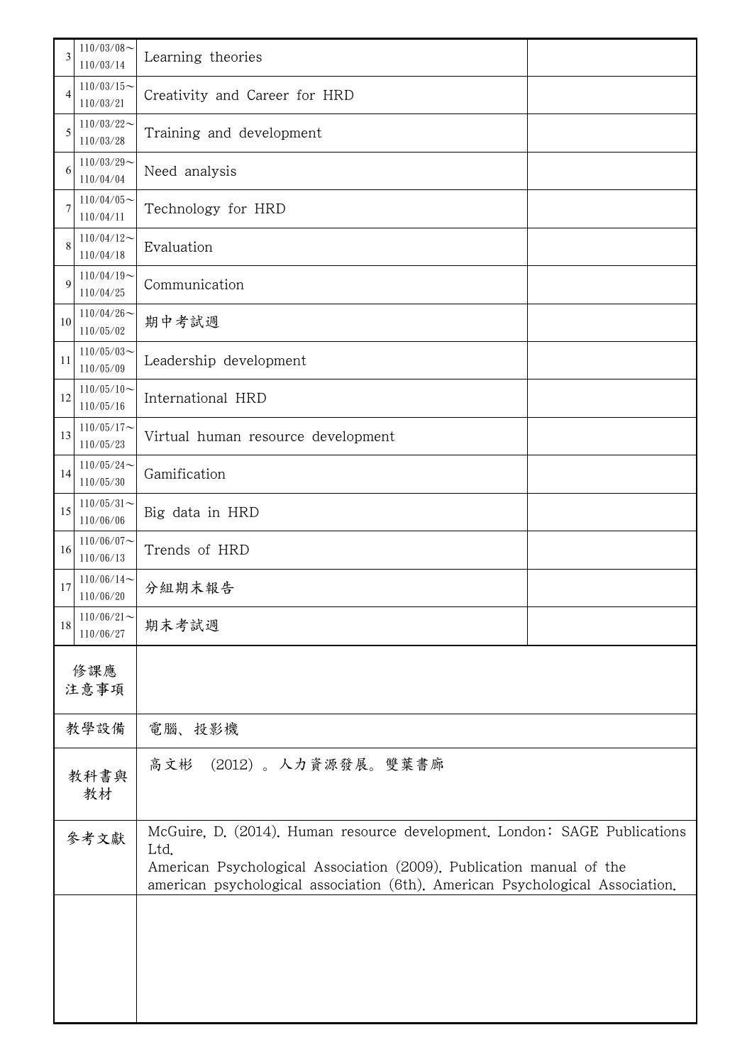| | | | |
|---|---|---|---|
| 3 | 110/03/08～110/03/14 | Learning theories | |
| 4 | 110/03/15～110/03/21 | Creativity and Career for HRD | |
| 5 | 110/03/22～110/03/28 | Training and development | |
| 6 | 110/03/29～110/04/04 | Need analysis | |
| 7 | 110/04/05～110/04/11 | Technology for HRD | |
| 8 | 110/04/12～110/04/18 | Evaluation | |
| 9 | 110/04/19～110/04/25 | Communication | |
| 10 | 110/04/26～110/05/02 | 期中考試週 | |
| 11 | 110/05/03～110/05/09 | Leadership development | |
| 12 | 110/05/10～110/05/16 | International HRD | |
| 13 | 110/05/17～110/05/23 | Virtual human resource development | |
| 14 | 110/05/24～110/05/30 | Gamification | |
| 15 | 110/05/31～110/06/06 | Big data in HRD | |
| 16 | 110/06/07～110/06/13 | Trends of HRD | |
| 17 | 110/06/14～110/06/20 | 分組期末報告 | |
| 18 | 110/06/21～110/06/27 | 期末考試週 | |

| | |
|---|---|
| 修課應注意事項 | |
| 教學設備 | 電腦、投影機 |
| 教科書與教材 | 高文彬 (2012)。人力資源發展。雙葉書廊 |
| 參考文獻 | McGuire, D. (2014). Human resource development. London：SAGE Publications Ltd.<br>American Psychological Association (2009). Publication manual of the american psychological association (6th). American Psychological Association. |
| | |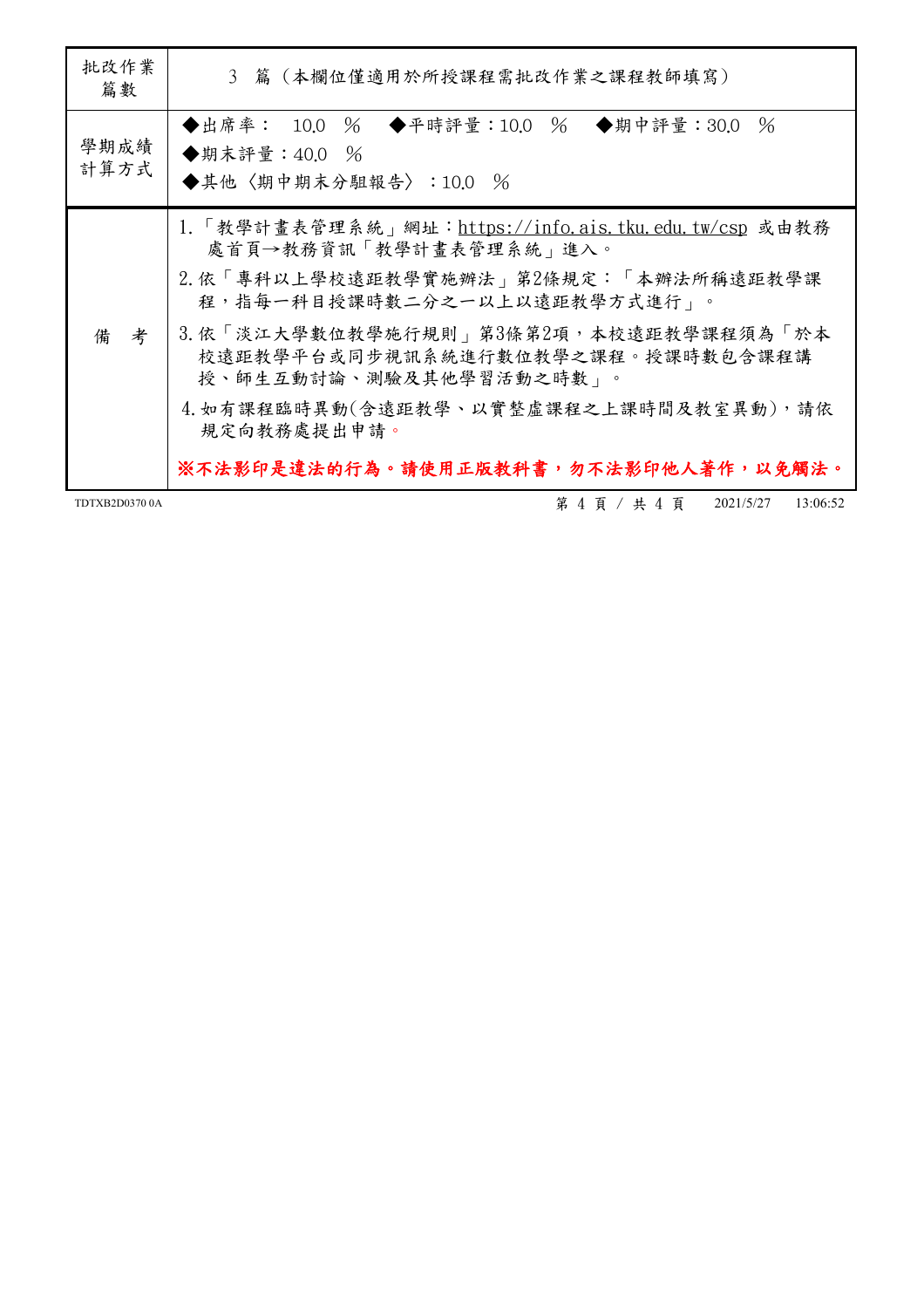| | |
|---|---|
| 批改作業篇數 | 3 篇（本欄位僅適用於所授課程需批改作業之課程教師填寫） |
| 學期成績計算方式 | ◆出席率： 10.0 ％ ◆平時評量：10.0 ％ ◆期中評量：30.0 ％<br>◆期末評量：40.0 ％<br>◆其他〈期中期末分組報告〉：10.0 ％ |
| 備 考 | 1.「教學計畫表管理系統」網址：https://info.ais.tku.edu.tw/csp 或由教務處首頁→教務資訊「教學計畫表管理系統」進入。<br>2.依「專科以上學校遠距教學實施辦法」第2條規定：「本辦法所稱遠距教學課程，指每一科目授課時數二分之一以上以遠距教學方式進行」。<br>3.依「淡江大學數位教學施行規則」第3條第2項，本校遠距教學課程須為「於本校遠距教學平台或同步視訊系統進行數位教學之課程。授課時數包含課程講授、師生互動討論、測驗及其他學習活動之時數」。<br>4.如有課程臨時異動(含遠距教學、以實整虛課程之上課時間及教室異動)，請依規定向教務處提出申請。<br>**※不法影印是違法的行為。請使用正版教科書，勿不法影印他人著作，以免觸法。** |

TDTXB2D0370 0A 2021/5/27 13:06:52